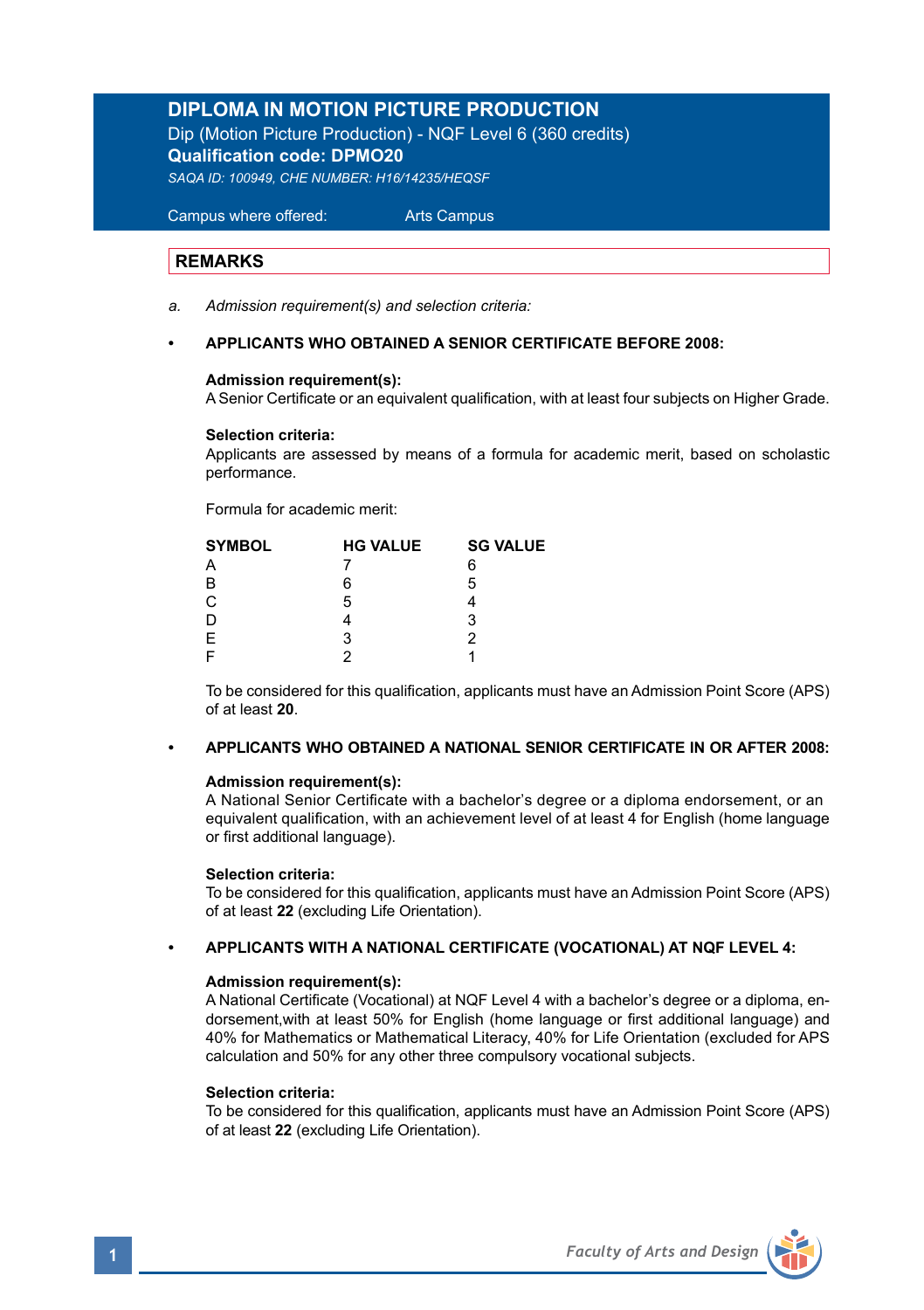# DIPLOMA IN MOTION PICTURE PRODUCTION

Dip (Motion Picture Production) - NQF Level 6 (360 credits)

**Qualification code: DPMO20**

*SAQA ID: 100949, CHE NUMBER: H16/14235/HEQSF*

Campus where offered: Arts Campus

## REMARKS

a. *Admission requirement(s) and selection criteria:*

- **APPLICANTS WHO OBTAINED A SENIOR CERTIFICATE BEFORE 2008:**

**Admission requirement(s):**
A Senior Certificate or an equivalent qualification, with at least four subjects on Higher Grade.

**Selection criteria:**
Applicants are assessed by means of a formula for academic merit, based on scholastic performance.

Formula for academic merit:

| SYMBOL | HG VALUE | SG VALUE |
|---|---|---|
| A | 7 | 6 |
| B | 6 | 5 |
| C | 5 | 4 |
| D | 4 | 3 |
| E | 3 | 2 |
| F | 2 | 1 |

To be considered for this qualification, applicants must have an Admission Point Score (APS) of at least **20**.

- **APPLICANTS WHO OBTAINED A NATIONAL SENIOR CERTIFICATE IN OR AFTER 2008:**

**Admission requirement(s):**
A National Senior Certificate with a bachelor's degree or a diploma endorsement, or an equivalent qualification, with an achievement level of at least 4 for English (home language or first additional language).

**Selection criteria:**
To be considered for this qualification, applicants must have an Admission Point Score (APS) of at least **22** (excluding Life Orientation).

- **APPLICANTS WITH A NATIONAL CERTIFICATE (VOCATIONAL) AT NQF LEVEL 4:**

**Admission requirement(s):**
A National Certificate (Vocational) at NQF Level 4 with a bachelor's degree or a diploma, endorsement,with at least 50% for English (home language or first additional language) and 40% for Mathematics or Mathematical Literacy, 40% for Life Orientation (excluded for APS calculation and 50% for any other three compulsory vocational subjects.

**Selection criteria:**
To be considered for this qualification, applicants must have an Admission Point Score (APS) of at least **22** (excluding Life Orientation).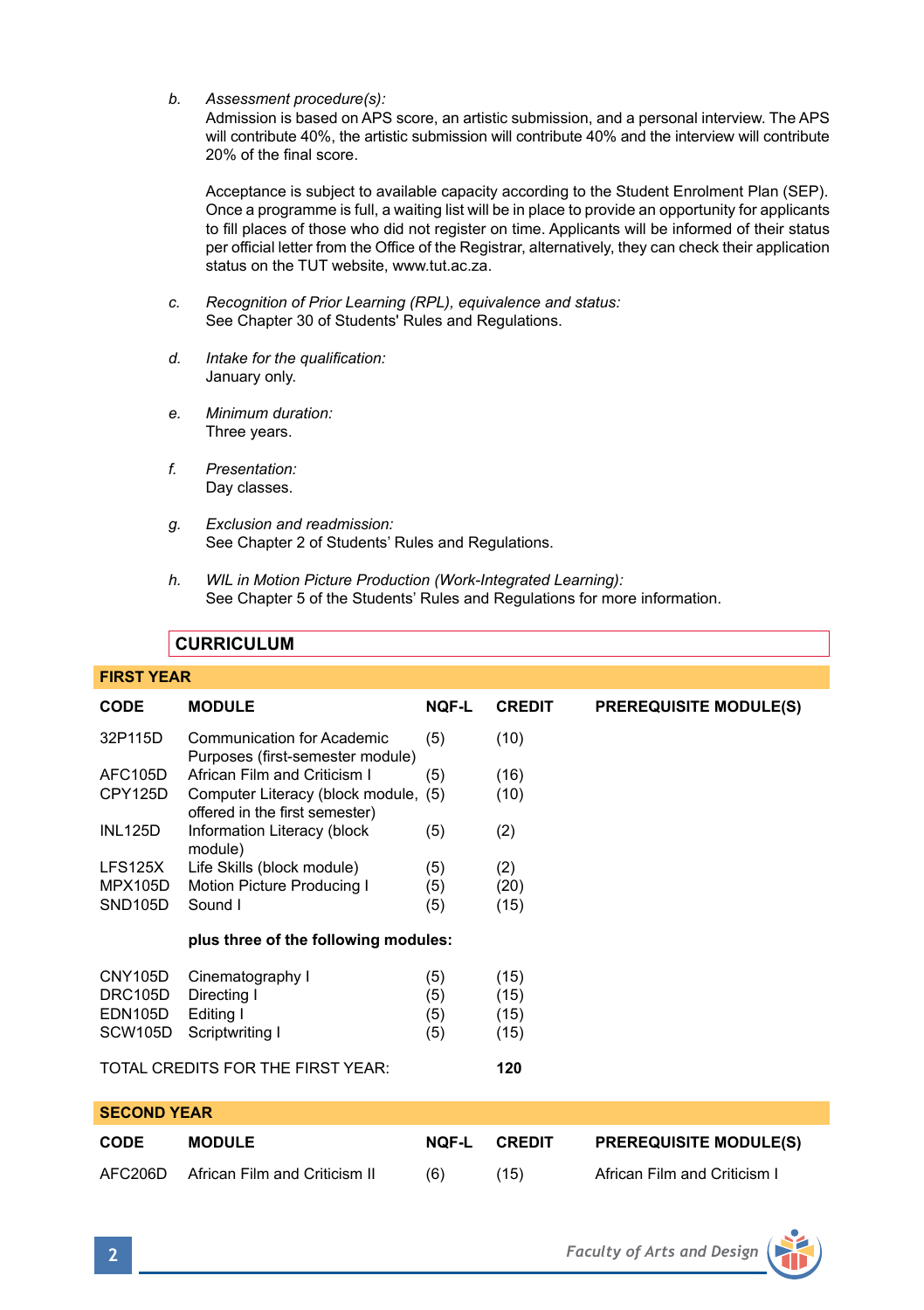b. *Assessment procedure(s):*
Admission is based on APS score, an artistic submission, and a personal interview. The APS will contribute 40%, the artistic submission will contribute 40% and the interview will contribute 20% of the final score.

Acceptance is subject to available capacity according to the Student Enrolment Plan (SEP). Once a programme is full, a waiting list will be in place to provide an opportunity for applicants to fill places of those who did not register on time. Applicants will be informed of their status per official letter from the Office of the Registrar, alternatively, they can check their application status on the TUT website, www.tut.ac.za.

c. *Recognition of Prior Learning (RPL), equivalence and status:*
See Chapter 30 of Students' Rules and Regulations.

d. *Intake for the qualification:*
January only.

e. *Minimum duration:*
Three years.

f. *Presentation:*
Day classes.

g. *Exclusion and readmission:*
See Chapter 2 of Students' Rules and Regulations.

h. *WIL in Motion Picture Production (Work-Integrated Learning):*
See Chapter 5 of the Students' Rules and Regulations for more information.

## CURRICULUM

### FIRST YEAR

| CODE | MODULE | NQF-L | CREDIT | PREREQUISITE MODULE(S) |
|---|---|---|---|---|
| 32P115D | Communication for Academic Purposes (first-semester module) | (5) | (10) | |
| AFC105D | African Film and Criticism I | (5) | (16) | |
| CPY125D | Computer Literacy (block module, offered in the first semester) | (5) | (10) | |
| INL125D | Information Literacy (block module) | (5) | (2) | |
| LFS125X | Life Skills (block module) | (5) | (2) | |
| MPX105D | Motion Picture Producing I | (5) | (20) | |
| SND105D | Sound I | (5) | (15) | |
| | **plus three of the following modules:** | | | |
| CNY105D | Cinematography I | (5) | (15) | |
| DRC105D | Directing I | (5) | (15) | |
| EDN105D | Editing I | (5) | (15) | |
| SCW105D | Scriptwriting I | (5) | (15) | |

TOTAL CREDITS FOR THE FIRST YEAR: **120**

### SECOND YEAR

| CODE | MODULE | NQF-L | CREDIT | PREREQUISITE MODULE(S) |
|---|---|---|---|---|
| AFC206D | African Film and Criticism II | (6) | (15) | African Film and Criticism I |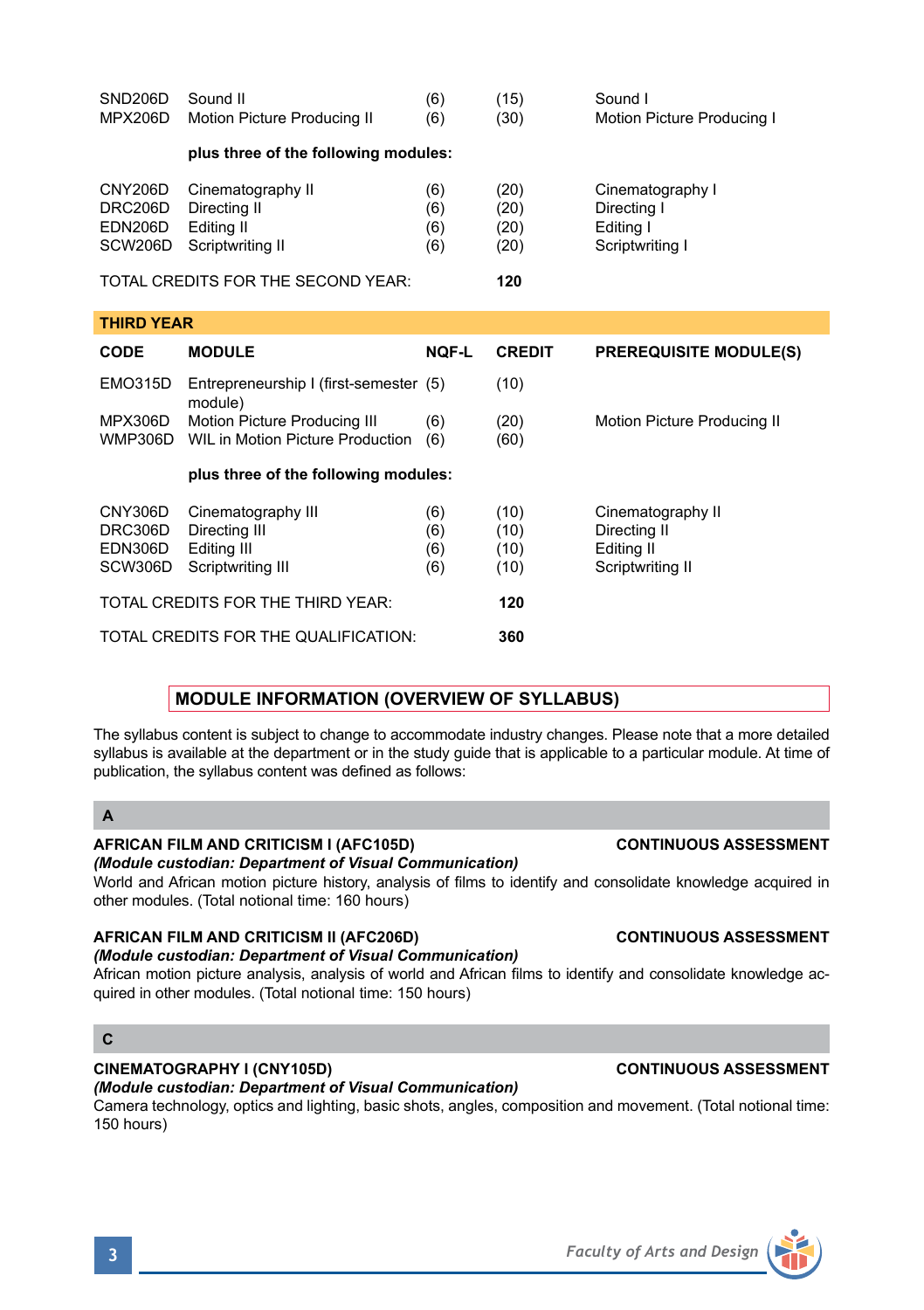| | | | | |
|---|---|---|---|---|
| SND206D | Sound II | (6) | (15) | Sound I |
| MPX206D | Motion Picture Producing II | (6) | (30) | Motion Picture Producing I |
| | **plus three of the following modules:** | | | |
| CNY206D | Cinematography II | (6) | (20) | Cinematography I |
| DRC206D | Directing II | (6) | (20) | Directing I |
| EDN206D | Editing II | (6) | (20) | Editing I |
| SCW206D | Scriptwriting II | (6) | (20) | Scriptwriting I |

TOTAL CREDITS FOR THE SECOND YEAR: **120**

**THIRD YEAR**

| CODE | MODULE | NQF-L | CREDIT | PREREQUISITE MODULE(S) |
|---|---|---|---|---|
| EMO315D | Entrepreneurship I (first-semester module) | (5) | (10) | |
| MPX306D | Motion Picture Producing III | (6) | (20) | Motion Picture Producing II |
| WMP306D | WIL in Motion Picture Production | (6) | (60) | |
| | **plus three of the following modules:** | | | |
| CNY306D | Cinematography III | (6) | (10) | Cinematography II |
| DRC306D | Directing III | (6) | (10) | Directing II |
| EDN306D | Editing III | (6) | (10) | Editing II |
| SCW306D | Scriptwriting III | (6) | (10) | Scriptwriting II |

TOTAL CREDITS FOR THE THIRD YEAR: **120**

TOTAL CREDITS FOR THE QUALIFICATION: **360**

## MODULE INFORMATION (OVERVIEW OF SYLLABUS)

The syllabus content is subject to change to accommodate industry changes. Please note that a more detailed syllabus is available at the department or in the study guide that is applicable to a particular module. At time of publication, the syllabus content was defined as follows:

### A

**AFRICAN FILM AND CRITICISM I (AFC105D)** **CONTINUOUS ASSESSMENT**
***(Module custodian: Department of Visual Communication)***
World and African motion picture history, analysis of films to identify and consolidate knowledge acquired in other modules. (Total notional time: 160 hours)

**AFRICAN FILM AND CRITICISM II (AFC206D)** **CONTINUOUS ASSESSMENT**
***(Module custodian: Department of Visual Communication)***
African motion picture analysis, analysis of world and African films to identify and consolidate knowledge acquired in other modules. (Total notional time: 150 hours)

### C

**CINEMATOGRAPHY I (CNY105D)** **CONTINUOUS ASSESSMENT**
***(Module custodian: Department of Visual Communication)***
Camera technology, optics and lighting, basic shots, angles, composition and movement. (Total notional time: 150 hours)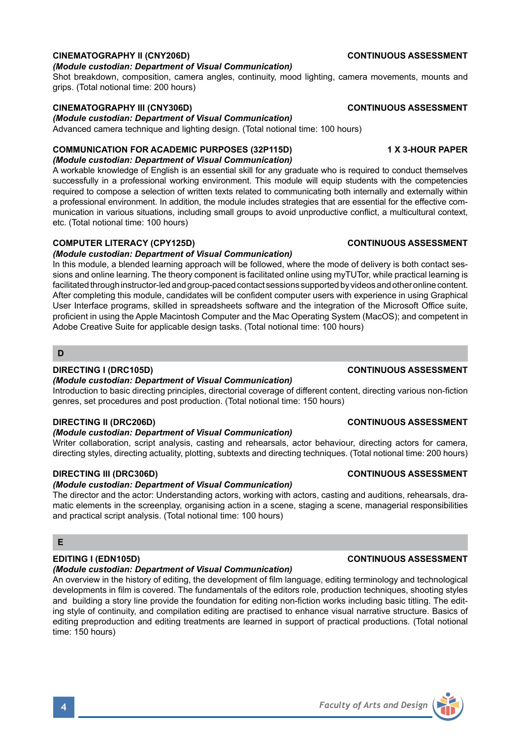**CINEMATOGRAPHY II (CNY206D)** **CONTINUOUS ASSESSMENT**

***(Module custodian: Department of Visual Communication)***

Shot breakdown, composition, camera angles, continuity, mood lighting, camera movements, mounts and grips. (Total notional time: 200 hours)

**CINEMATOGRAPHY III (CNY306D)** **CONTINUOUS ASSESSMENT**

***(Module custodian: Department of Visual Communication)***

Advanced camera technique and lighting design. (Total notional time: 100 hours)

**COMMUNICATION FOR ACADEMIC PURPOSES (32P115D)** **1 X 3-HOUR PAPER**

***(Module custodian: Department of Visual Communication)***

A workable knowledge of English is an essential skill for any graduate who is required to conduct themselves successfully in a professional working environment. This module will equip students with the competencies required to compose a selection of written texts related to communicating both internally and externally within a professional environment. In addition, the module includes strategies that are essential for the effective communication in various situations, including small groups to avoid unproductive conflict, a multicultural context, etc. (Total notional time: 100 hours)

**COMPUTER LITERACY (CPY125D)** **CONTINUOUS ASSESSMENT**

***(Module custodian: Department of Visual Communication)***

In this module, a blended learning approach will be followed, where the mode of delivery is both contact sessions and online learning. The theory component is facilitated online using myTUTor, while practical learning is facilitated through instructor-led and group-paced contact sessions supported by videos and other online content. After completing this module, candidates will be confident computer users with experience in using Graphical User Interface programs, skilled in spreadsheets software and the integration of the Microsoft Office suite, proficient in using the Apple Macintosh Computer and the Mac Operating System (MacOS); and competent in Adobe Creative Suite for applicable design tasks. (Total notional time: 100 hours)

## D

**DIRECTING I (DRC105D)** **CONTINUOUS ASSESSMENT**

***(Module custodian: Department of Visual Communication)***

Introduction to basic directing principles, directorial coverage of different content, directing various non-fiction genres, set procedures and post production. (Total notional time: 150 hours)

**DIRECTING II (DRC206D)** **CONTINUOUS ASSESSMENT**

***(Module custodian: Department of Visual Communication)***

Writer collaboration, script analysis, casting and rehearsals, actor behaviour, directing actors for camera, directing styles, directing actuality, plotting, subtexts and directing techniques. (Total notional time: 200 hours)

**DIRECTING III (DRC306D)** **CONTINUOUS ASSESSMENT**

***(Module custodian: Department of Visual Communication)***

The director and the actor: Understanding actors, working with actors, casting and auditions, rehearsals, dramatic elements in the screenplay, organising action in a scene, staging a scene, managerial responsibilities and practical script analysis. (Total notional time: 100 hours)

## E

**EDITING I (EDN105D)** **CONTINUOUS ASSESSMENT**

***(Module custodian: Department of Visual Communication)***

An overview in the history of editing, the development of film language, editing terminology and technological developments in film is covered. The fundamentals of the editors role, production techniques, shooting styles and building a story line provide the foundation for editing non-fiction works including basic titling. The editing style of continuity, and compilation editing are practised to enhance visual narrative structure. Basics of editing preproduction and editing treatments are learned in support of practical productions. (Total notional time: 150 hours)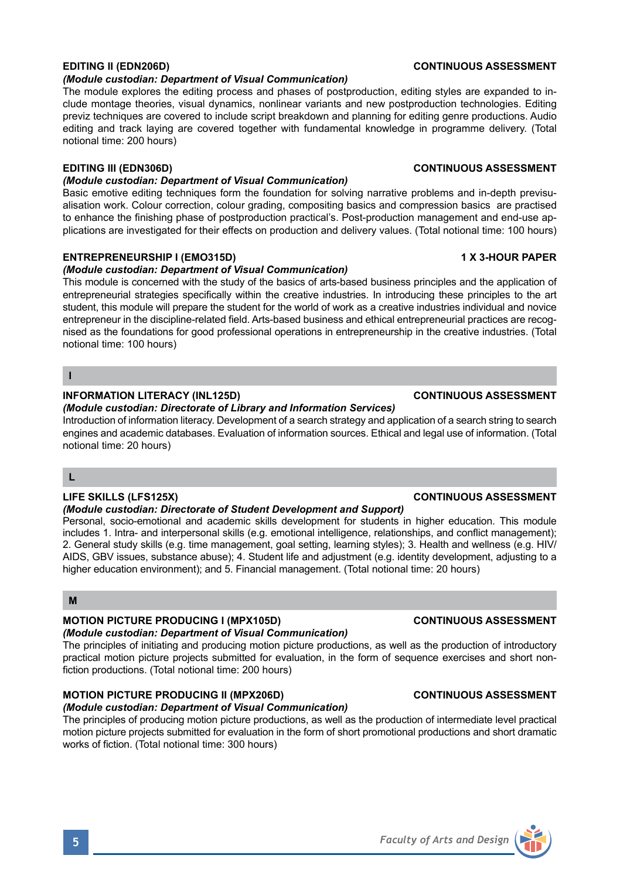**EDITING II (EDN206D)** **CONTINUOUS ASSESSMENT**

*(Module custodian: Department of Visual Communication)*

The module explores the editing process and phases of postproduction, editing styles are expanded to include montage theories, visual dynamics, nonlinear variants and new postproduction technologies. Editing previz techniques are covered to include script breakdown and planning for editing genre productions. Audio editing and track laying are covered together with fundamental knowledge in programme delivery. (Total notional time: 200 hours)

**EDITING III (EDN306D)** **CONTINUOUS ASSESSMENT**

*(Module custodian: Department of Visual Communication)*

Basic emotive editing techniques form the foundation for solving narrative problems and in-depth previsualisation work. Colour correction, colour grading, compositing basics and compression basics are practised to enhance the finishing phase of postproduction practical's. Post-production management and end-use applications are investigated for their effects on production and delivery values. (Total notional time: 100 hours)

**ENTREPRENEURSHIP I (EMO315D)** **1 X 3-HOUR PAPER**

*(Module custodian: Department of Visual Communication)*

This module is concerned with the study of the basics of arts-based business principles and the application of entrepreneurial strategies specifically within the creative industries. In introducing these principles to the art student, this module will prepare the student for the world of work as a creative industries individual and novice entrepreneur in the discipline-related field. Arts-based business and ethical entrepreneurial practices are recognised as the foundations for good professional operations in entrepreneurship in the creative industries. (Total notional time: 100 hours)

## I

**INFORMATION LITERACY (INL125D)** **CONTINUOUS ASSESSMENT**

*(Module custodian: Directorate of Library and Information Services)*

Introduction of information literacy. Development of a search strategy and application of a search string to search engines and academic databases. Evaluation of information sources. Ethical and legal use of information. (Total notional time: 20 hours)

## L

**LIFE SKILLS (LFS125X)** **CONTINUOUS ASSESSMENT**

*(Module custodian: Directorate of Student Development and Support)*

Personal, socio-emotional and academic skills development for students in higher education. This module includes 1. Intra- and interpersonal skills (e.g. emotional intelligence, relationships, and conflict management); 2. General study skills (e.g. time management, goal setting, learning styles); 3. Health and wellness (e.g. HIV/AIDS, GBV issues, substance abuse); 4. Student life and adjustment (e.g. identity development, adjusting to a higher education environment); and 5. Financial management. (Total notional time: 20 hours)

## M

**MOTION PICTURE PRODUCING I (MPX105D)** **CONTINUOUS ASSESSMENT**

*(Module custodian: Department of Visual Communication)*

The principles of initiating and producing motion picture productions, as well as the production of introductory practical motion picture projects submitted for evaluation, in the form of sequence exercises and short non-fiction productions. (Total notional time: 200 hours)

**MOTION PICTURE PRODUCING II (MPX206D)** **CONTINUOUS ASSESSMENT**

*(Module custodian: Department of Visual Communication)*

The principles of producing motion picture productions, as well as the production of intermediate level practical motion picture projects submitted for evaluation in the form of short promotional productions and short dramatic works of fiction. (Total notional time: 300 hours)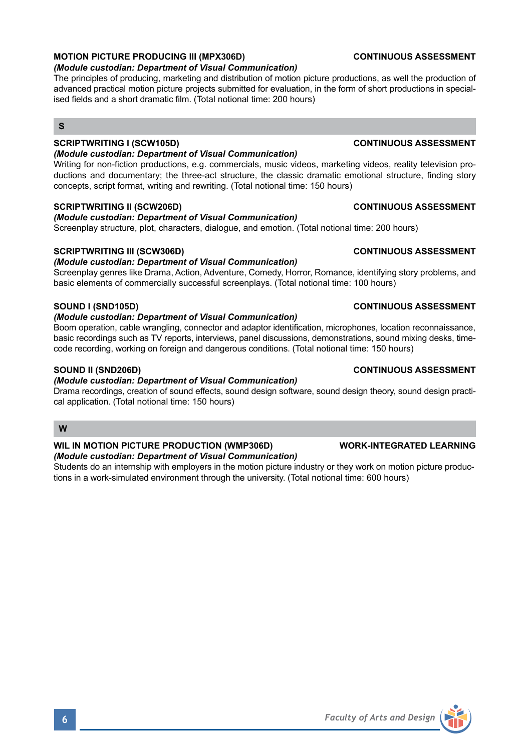**MOTION PICTURE PRODUCING III (MPX306D)** **CONTINUOUS ASSESSMENT**

***(Module custodian: Department of Visual Communication)***

The principles of producing, marketing and distribution of motion picture productions, as well the production of advanced practical motion picture projects submitted for evaluation, in the form of short productions in specialised fields and a short dramatic film. (Total notional time: 200 hours)

## S

**SCRIPTWRITING I (SCW105D)** **CONTINUOUS ASSESSMENT**

***(Module custodian: Department of Visual Communication)***

Writing for non-fiction productions, e.g. commercials, music videos, marketing videos, reality television productions and documentary; the three-act structure, the classic dramatic emotional structure, finding story concepts, script format, writing and rewriting. (Total notional time: 150 hours)

**SCRIPTWRITING II (SCW206D)** **CONTINUOUS ASSESSMENT**

***(Module custodian: Department of Visual Communication)***

Screenplay structure, plot, characters, dialogue, and emotion. (Total notional time: 200 hours)

**SCRIPTWRITING III (SCW306D)** **CONTINUOUS ASSESSMENT**

***(Module custodian: Department of Visual Communication)***

Screenplay genres like Drama, Action, Adventure, Comedy, Horror, Romance, identifying story problems, and basic elements of commercially successful screenplays. (Total notional time: 100 hours)

**SOUND I (SND105D)** **CONTINUOUS ASSESSMENT**

***(Module custodian: Department of Visual Communication)***

Boom operation, cable wrangling, connector and adaptor identification, microphones, location reconnaissance, basic recordings such as TV reports, interviews, panel discussions, demonstrations, sound mixing desks, timecode recording, working on foreign and dangerous conditions. (Total notional time: 150 hours)

**SOUND II (SND206D)** **CONTINUOUS ASSESSMENT**

***(Module custodian: Department of Visual Communication)***

Drama recordings, creation of sound effects, sound design software, sound design theory, sound design practical application. (Total notional time: 150 hours)

## W

**WIL IN MOTION PICTURE PRODUCTION (WMP306D)** **WORK-INTEGRATED LEARNING**

***(Module custodian: Department of Visual Communication)***

Students do an internship with employers in the motion picture industry or they work on motion picture productions in a work-simulated environment through the university. (Total notional time: 600 hours)